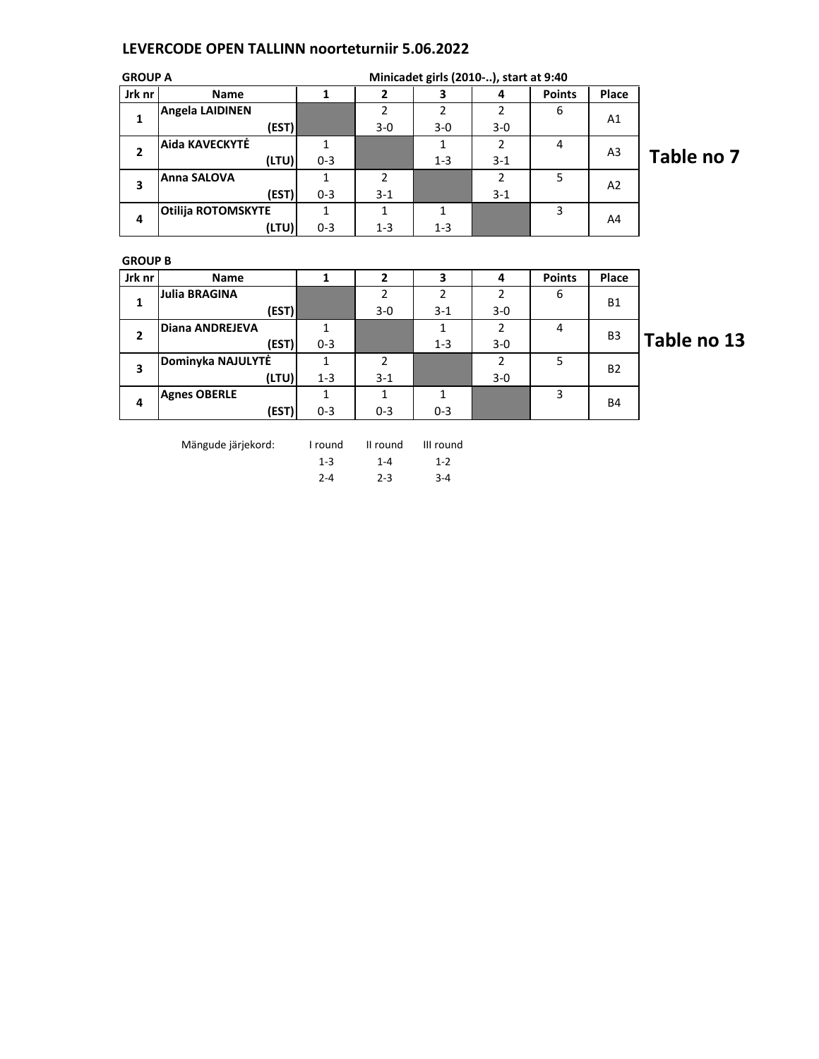# LEVERCODE OPEN TALLINN noorteturniir 5.06.2022

**GROUP A** — **Minicadet girls (2010-..), start at 9:40**

**Table no 7**

| Jrk nr | Name | 1 | 2 | 3 | 4 | Points | Place |
|---|---|---|---|---|---|---|---|
| 1 | Angela LAIDINEN (EST) | | 2<br>3-0 | 2<br>3-0 | 2<br>3-0 | 6 | A1 |
| 2 | Aida KAVECKYTĖ (LTU) | 1<br>0-3 | | 1<br>1-3 | 2<br>3-1 | 4 | A3 |
| 3 | Anna SALOVA (EST) | 1<br>0-3 | 2<br>3-1 | | 2<br>3-1 | 5 | A2 |
| 4 | Otilija ROTOMSKYTE (LTU) | 1<br>0-3 | 1<br>1-3 | 1<br>1-3 | | 3 | A4 |

**GROUP B**

**Table no 13**

| Jrk nr | Name | 1 | 2 | 3 | 4 | Points | Place |
|---|---|---|---|---|---|---|---|
| 1 | Julia BRAGINA (EST) | | 2<br>3-0 | 2<br>3-1 | 2<br>3-0 | 6 | B1 |
| 2 | Diana ANDREJEVA (EST) | 1<br>0-3 | | 1<br>1-3 | 2<br>3-0 | 4 | B3 |
| 3 | Dominyka NAJULYTĖ (LTU) | 1<br>1-3 | 2<br>3-1 | | 2<br>3-0 | 5 | B2 |
| 4 | Agnes OBERLE (EST) | 1<br>0-3 | 1<br>0-3 | 1<br>0-3 | | 3 | B4 |

| Mängude järjekord: | I round | II round | III round |
|---|---|---|---|
| | 1-3 | 1-4 | 1-2 |
| | 2-4 | 2-3 | 3-4 |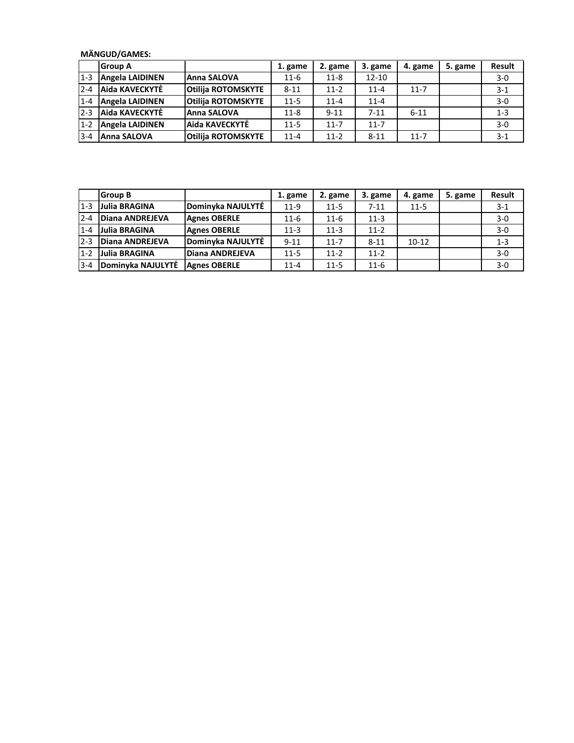**MÄNGUD/GAMES:**

|  | Group A |  | 1. game | 2. game | 3. game | 4. game | 5. game | Result |
|---|---|---|---|---|---|---|---|---|
| 1-3 | **Angela LAIDINEN** | **Anna SALOVA** | 11-6 | 11-8 | 12-10 |  |  | 3-0 |
| 2-4 | **Aida KAVECKYTĖ** | **Otilija ROTOMSKYTE** | 8-11 | 11-2 | 11-4 | 11-7 |  | 3-1 |
| 1-4 | **Angela LAIDINEN** | **Otilija ROTOMSKYTE** | 11-5 | 11-4 | 11-4 |  |  | 3-0 |
| 2-3 | **Aida KAVECKYTĖ** | **Anna SALOVA** | 11-8 | 9-11 | 7-11 | 6-11 |  | 1-3 |
| 1-2 | **Angela LAIDINEN** | **Aida KAVECKYTĖ** | 11-5 | 11-7 | 11-7 |  |  | 3-0 |
| 3-4 | **Anna SALOVA** | **Otilija ROTOMSKYTE** | 11-4 | 11-2 | 8-11 | 11-7 |  | 3-1 |

|  | Group B |  | 1. game | 2. game | 3. game | 4. game | 5. game | Result |
|---|---|---|---|---|---|---|---|---|
| 1-3 | **Julia BRAGINA** | **Dominyka NAJULYTĖ** | 11-9 | 11-5 | 7-11 | 11-5 |  | 3-1 |
| 2-4 | **Diana ANDREJEVA** | **Agnes OBERLE** | 11-6 | 11-6 | 11-3 |  |  | 3-0 |
| 1-4 | **Julia BRAGINA** | **Agnes OBERLE** | 11-3 | 11-3 | 11-2 |  |  | 3-0 |
| 2-3 | **Diana ANDREJEVA** | **Dominyka NAJULYTĖ** | 9-11 | 11-7 | 8-11 | 10-12 |  | 1-3 |
| 1-2 | **Julia BRAGINA** | **Diana ANDREJEVA** | 11-5 | 11-2 | 11-2 |  |  | 3-0 |
| 3-4 | **Dominyka NAJULYTĖ** | **Agnes OBERLE** | 11-4 | 11-5 | 11-6 |  |  | 3-0 |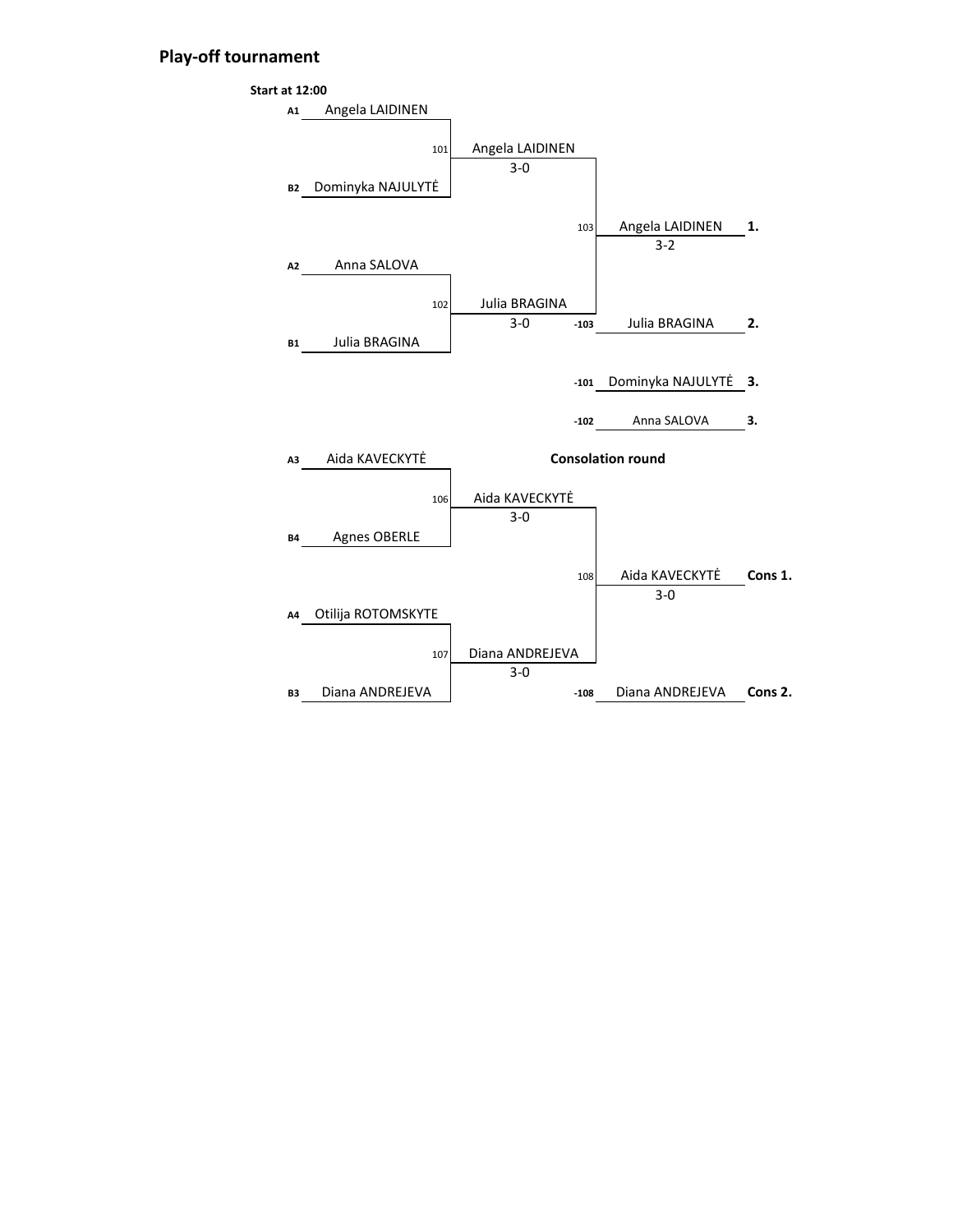## Play-off tournament

**Start at 12:00**

A1 Angela LAIDINEN

101 Angela LAIDINEN
3-0

B2 Dominyka NAJULYTĖ

103 Angela LAIDINEN **1.**
3-2

A2 Anna SALOVA

102 Julia BRAGINA
3-0

-103 Julia BRAGINA **2.**

B1 Julia BRAGINA

-101 Dominyka NAJULYTĖ **3.**

-102 Anna SALOVA **3.**

A3 Aida KAVECKYTĖ

**Consolation round**

106 Aida KAVECKYTĖ
3-0

B4 Agnes OBERLE

108 Aida KAVECKYTĖ **Cons 1.**
3-0

A4 Otilija ROTOMSKYTE

107 Diana ANDREJEVA
3-0

B3 Diana ANDREJEVA

-108 Diana ANDREJEVA **Cons 2.**